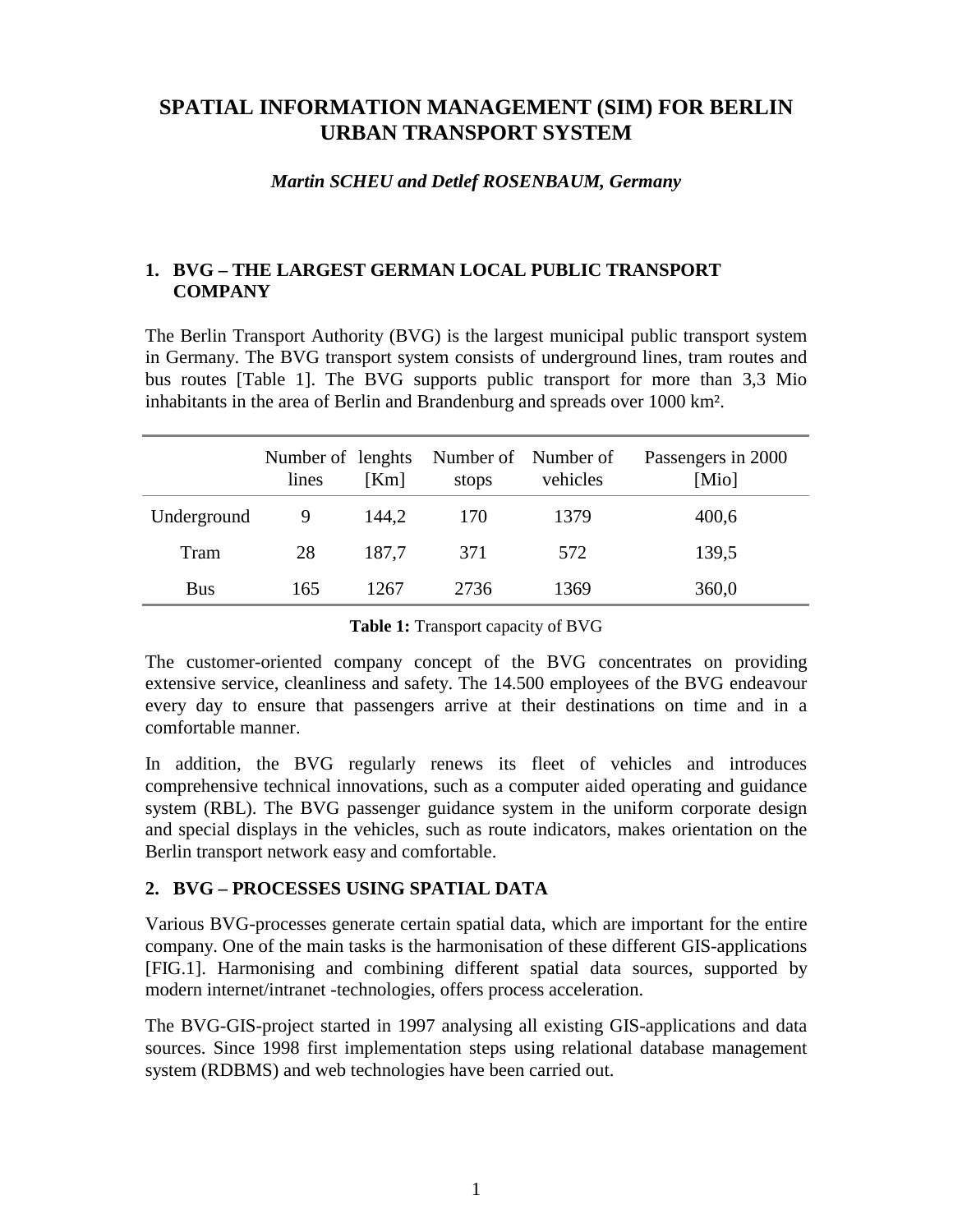# SPATIAL INFORMATION MANAGEMENT (SIM) FOR BERLIN URBAN TRANSPORT SYSTEM

***Martin SCHEU and Detlef ROSENBAUM, Germany***

## 1. BVG – THE LARGEST GERMAN LOCAL PUBLIC TRANSPORT COMPANY

The Berlin Transport Authority (BVG) is the largest municipal public transport system in Germany. The BVG transport system consists of underground lines, tram routes and bus routes [Table 1]. The BVG supports public transport for more than 3,3 Mio inhabitants in the area of Berlin and Brandenburg and spreads over 1000 km².

| | Number of lines | lenghts [Km] | Number of stops | Number of vehicles | Passengers in 2000 [Mio] |
|---|---|---|---|---|---|
| Underground | 9 | 144,2 | 170 | 1379 | 400,6 |
| Tram | 28 | 187,7 | 371 | 572 | 139,5 |
| Bus | 165 | 1267 | 2736 | 1369 | 360,0 |

**Table 1:** Transport capacity of BVG

The customer-oriented company concept of the BVG concentrates on providing extensive service, cleanliness and safety. The 14.500 employees of the BVG endeavour every day to ensure that passengers arrive at their destinations on time and in a comfortable manner.

In addition, the BVG regularly renews its fleet of vehicles and introduces comprehensive technical innovations, such as a computer aided operating and guidance system (RBL). The BVG passenger guidance system in the uniform corporate design and special displays in the vehicles, such as route indicators, makes orientation on the Berlin transport network easy and comfortable.

## 2. BVG – PROCESSES USING SPATIAL DATA

Various BVG-processes generate certain spatial data, which are important for the entire company. One of the main tasks is the harmonisation of these different GIS-applications [FIG.1]. Harmonising and combining different spatial data sources, supported by modern internet/intranet -technologies, offers process acceleration.

The BVG-GIS-project started in 1997 analysing all existing GIS-applications and data sources. Since 1998 first implementation steps using relational database management system (RDBMS) and web technologies have been carried out.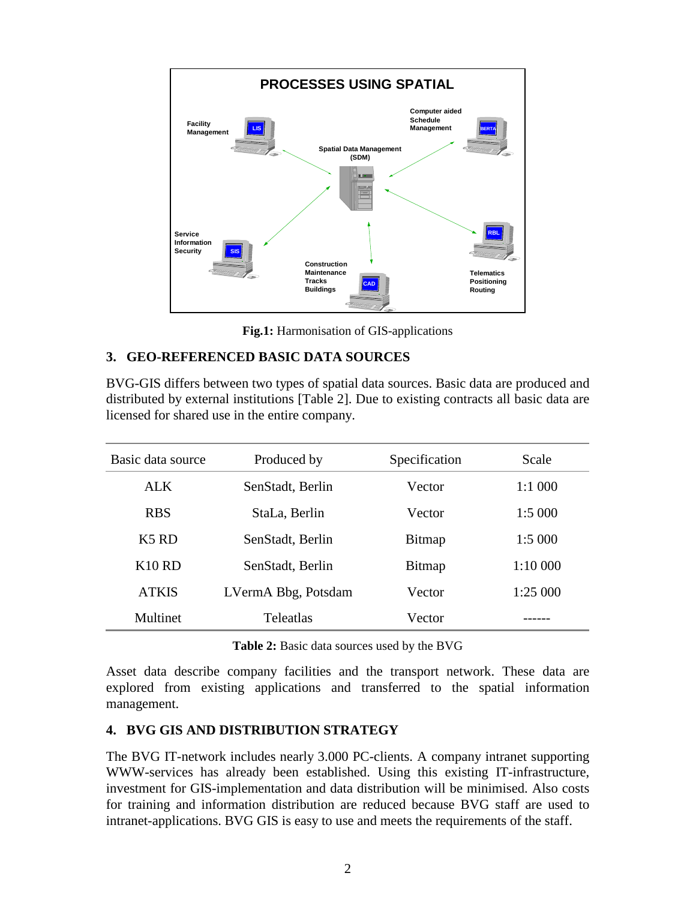**PROCESSES USING SPATIAL**

Facility Management — LIS

Computer aided Schedule Management — BERTA

Spatial Data Management (SDM)

Service Information Security — SIS

Construction Maintenance Tracks Buildings — CAD

Telematics Positioning Routing — RBL

**Fig.1:** Harmonisation of GIS-applications

## 3. GEO-REFERENCED BASIC DATA SOURCES

BVG-GIS differs between two types of spatial data sources. Basic data are produced and distributed by external institutions [Table 2]. Due to existing contracts all basic data are licensed for shared use in the entire company.

| Basic data source | Produced by | Specification | Scale |
|---|---|---|---|
| ALK | SenStadt, Berlin | Vector | 1:1 000 |
| RBS | StaLa, Berlin | Vector | 1:5 000 |
| K5 RD | SenStadt, Berlin | Bitmap | 1:5 000 |
| K10 RD | SenStadt, Berlin | Bitmap | 1:10 000 |
| ATKIS | LVermA Bbg, Potsdam | Vector | 1:25 000 |
| Multinet | Teleatlas | Vector | ------ |

**Table 2:** Basic data sources used by the BVG

Asset data describe company facilities and the transport network. These data are explored from existing applications and transferred to the spatial information management.

## 4. BVG GIS AND DISTRIBUTION STRATEGY

The BVG IT-network includes nearly 3.000 PC-clients. A company intranet supporting WWW-services has already been established. Using this existing IT-infrastructure, investment for GIS-implementation and data distribution will be minimised. Also costs for training and information distribution are reduced because BVG staff are used to intranet-applications. BVG GIS is easy to use and meets the requirements of the staff.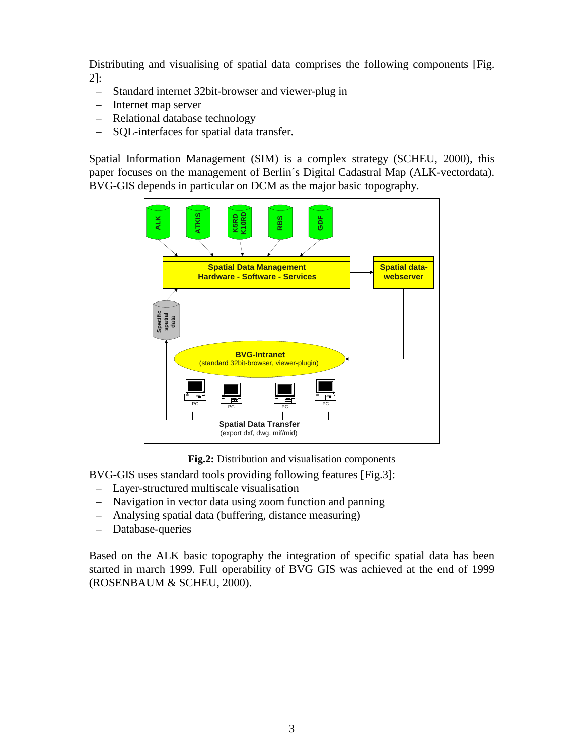Distributing and visualising of spatial data comprises the following components [Fig. 2]:

- Standard internet 32bit-browser and viewer-plug in
- Internet map server
- Relational database technology
- SQL-interfaces for spatial data transfer.

Spatial Information Management (SIM) is a complex strategy (SCHEU, 2000), this paper focuses on the management of Berlin´s Digital Cadastral Map (ALK-vectordata). BVG-GIS depends in particular on DCM as the major basic topography.

**Fig.2:** Distribution and visualisation components

BVG-GIS uses standard tools providing following features [Fig.3]:

- Layer-structured multiscale visualisation
- Navigation in vector data using zoom function and panning
- Analysing spatial data (buffering, distance measuring)
- Database-queries

Based on the ALK basic topography the integration of specific spatial data has been started in march 1999. Full operability of BVG GIS was achieved at the end of 1999 (ROSENBAUM & SCHEU, 2000).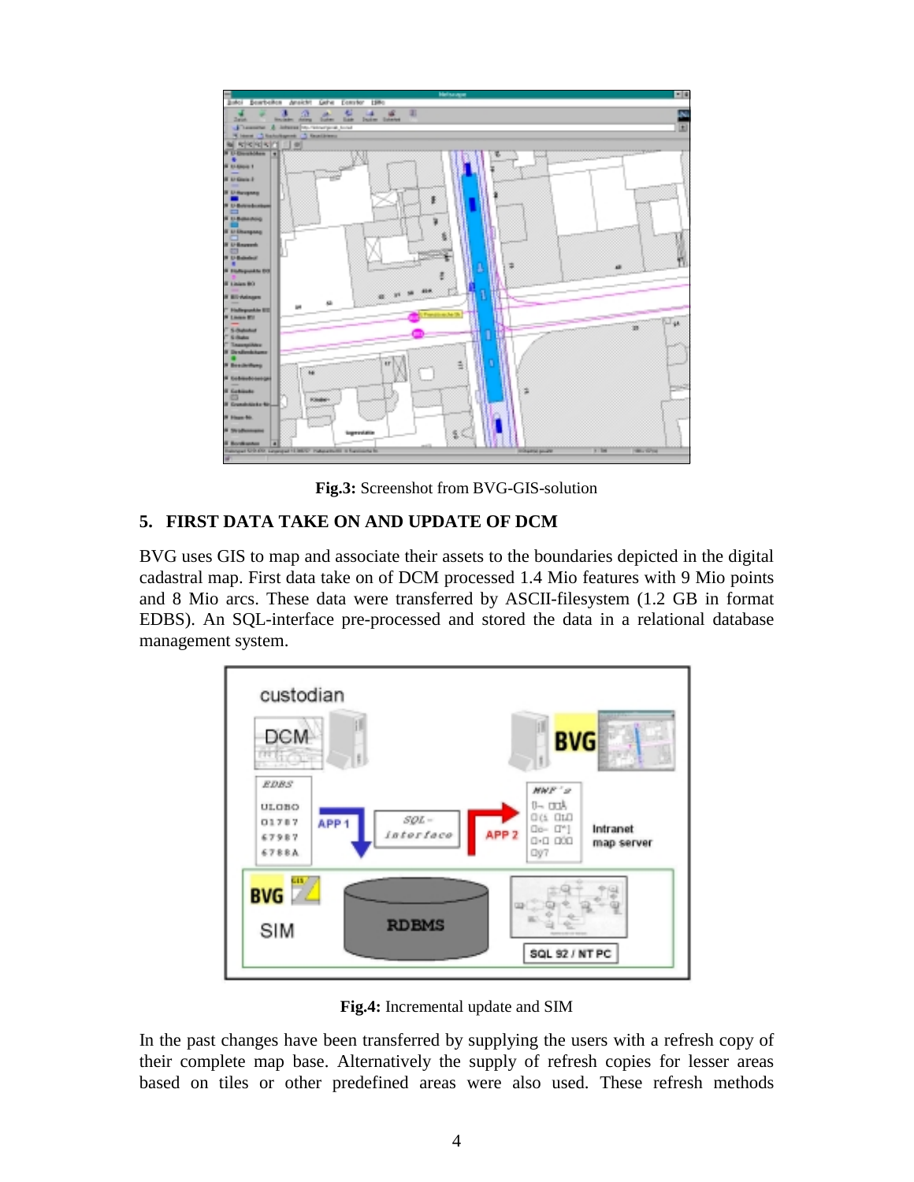Fig.3: Screenshot from BVG-GIS-solution

## 5. FIRST DATA TAKE ON AND UPDATE OF DCM

BVG uses GIS to map and associate their assets to the boundaries depicted in the digital cadastral map. First data take on of DCM processed 1.4 Mio features with 9 Mio points and 8 Mio arcs. These data were transferred by ASCII-filesystem (1.2 GB in format EDBS). An SQL-interface pre-processed and stored the data in a relational database management system.

Fig.4: Incremental update and SIM

In the past changes have been transferred by supplying the users with a refresh copy of their complete map base. Alternatively the supply of refresh copies for lesser areas based on tiles or other predefined areas were also used. These refresh methods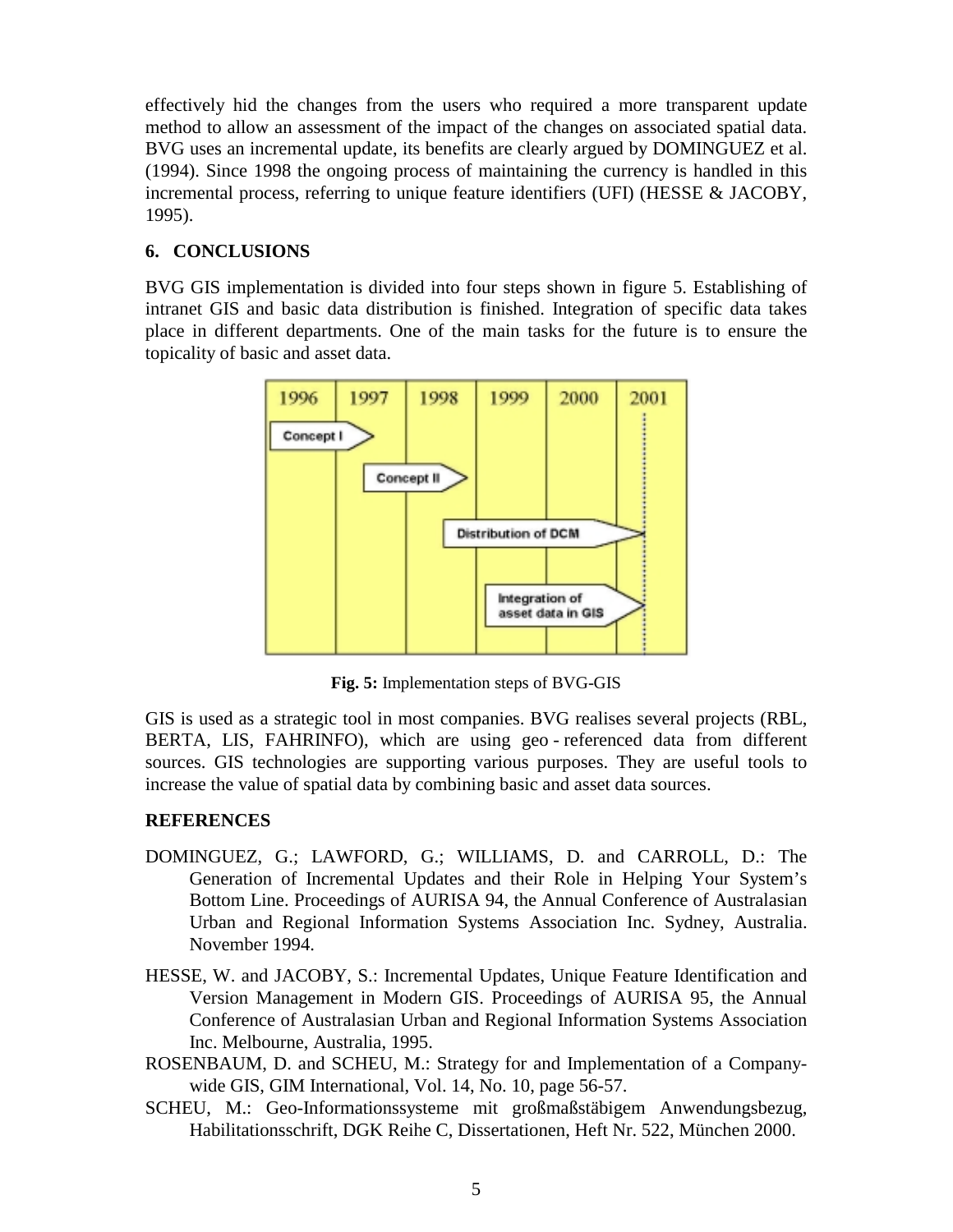effectively hid the changes from the users who required a more transparent update method to allow an assessment of the impact of the changes on associated spatial data. BVG uses an incremental update, its benefits are clearly argued by DOMINGUEZ et al. (1994). Since 1998 the ongoing process of maintaining the currency is handled in this incremental process, referring to unique feature identifiers (UFI) (HESSE & JACOBY, 1995).

## 6. CONCLUSIONS

BVG GIS implementation is divided into four steps shown in figure 5. Establishing of intranet GIS and basic data distribution is finished. Integration of specific data takes place in different departments. One of the main tasks for the future is to ensure the topicality of basic and asset data.

**Fig. 5:** Implementation steps of BVG-GIS

GIS is used as a strategic tool in most companies. BVG realises several projects (RBL, BERTA, LIS, FAHRINFO), which are using geo-referenced data from different sources. GIS technologies are supporting various purposes. They are useful tools to increase the value of spatial data by combining basic and asset data sources.

## REFERENCES

DOMINGUEZ, G.; LAWFORD, G.; WILLIAMS, D. and CARROLL, D.: The Generation of Incremental Updates and their Role in Helping Your System's Bottom Line. Proceedings of AURISA 94, the Annual Conference of Australasian Urban and Regional Information Systems Association Inc. Sydney, Australia. November 1994.

HESSE, W. and JACOBY, S.: Incremental Updates, Unique Feature Identification and Version Management in Modern GIS. Proceedings of AURISA 95, the Annual Conference of Australasian Urban and Regional Information Systems Association Inc. Melbourne, Australia, 1995.

ROSENBAUM, D. and SCHEU, M.: Strategy for and Implementation of a Company-wide GIS, GIM International, Vol. 14, No. 10, page 56-57.

SCHEU, M.: Geo-Informationssysteme mit großmaßstäbigem Anwendungsbezug, Habilitationsschrift, DGK Reihe C, Dissertationen, Heft Nr. 522, München 2000.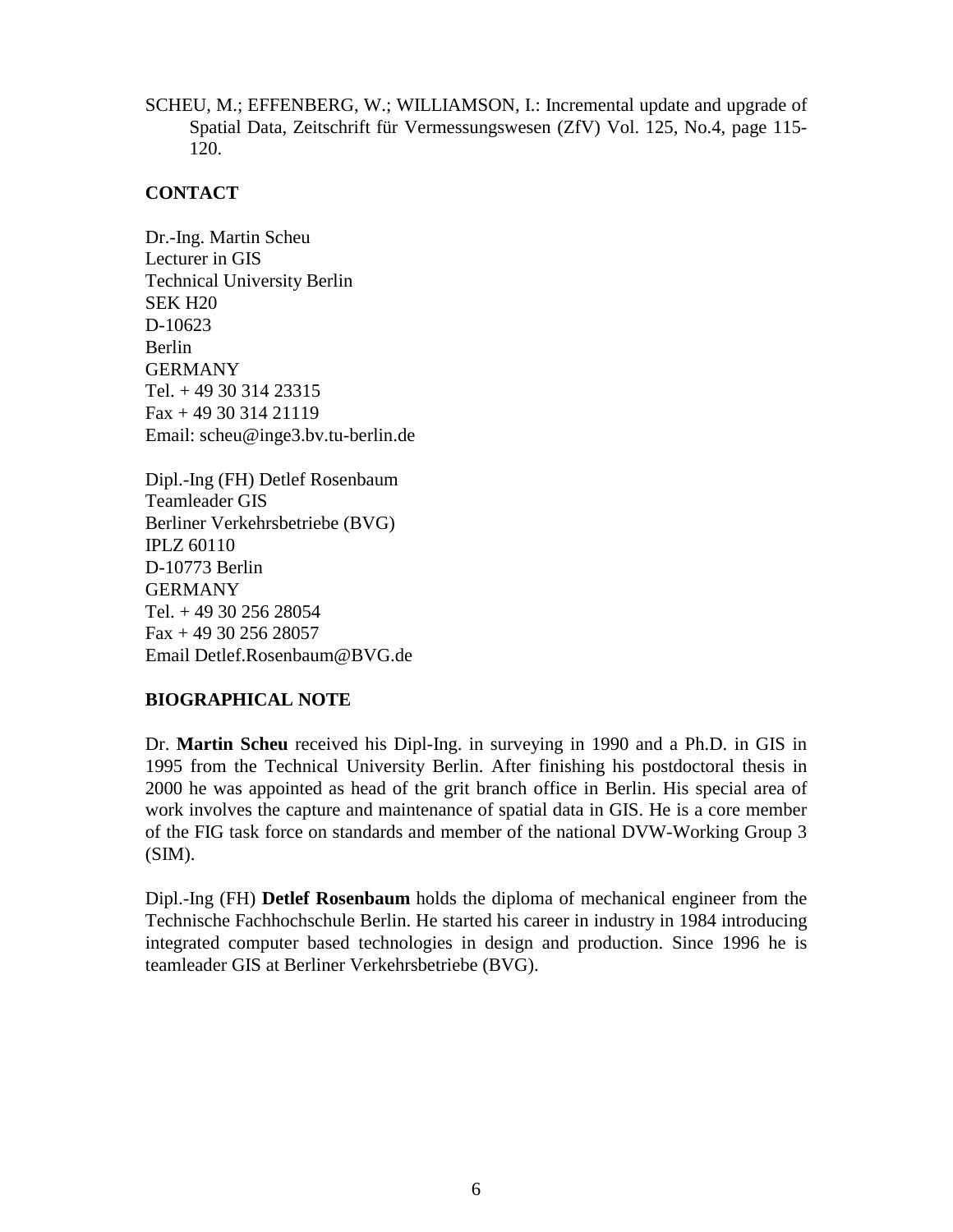SCHEU, M.; EFFENBERG, W.; WILLIAMSON, I.: Incremental update and upgrade of Spatial Data, Zeitschrift für Vermessungswesen (ZfV) Vol. 125, No.4, page 115-120.

## CONTACT

Dr.-Ing. Martin Scheu
Lecturer in GIS
Technical University Berlin
SEK H20
D-10623
Berlin
GERMANY
Tel. + 49 30 314 23315
Fax + 49 30 314 21119
Email: scheu@inge3.bv.tu-berlin.de

Dipl.-Ing (FH) Detlef Rosenbaum
Teamleader GIS
Berliner Verkehrsbetriebe (BVG)
IPLZ 60110
D-10773 Berlin
GERMANY
Tel. + 49 30 256 28054
Fax + 49 30 256 28057
Email Detlef.Rosenbaum@BVG.de

## BIOGRAPHICAL NOTE

Dr. **Martin Scheu** received his Dipl-Ing. in surveying in 1990 and a Ph.D. in GIS in 1995 from the Technical University Berlin. After finishing his postdoctoral thesis in 2000 he was appointed as head of the grit branch office in Berlin. His special area of work involves the capture and maintenance of spatial data in GIS. He is a core member of the FIG task force on standards and member of the national DVW-Working Group 3 (SIM).

Dipl.-Ing (FH) **Detlef Rosenbaum** holds the diploma of mechanical engineer from the Technische Fachhochschule Berlin. He started his career in industry in 1984 introducing integrated computer based technologies in design and production. Since 1996 he is teamleader GIS at Berliner Verkehrsbetriebe (BVG).